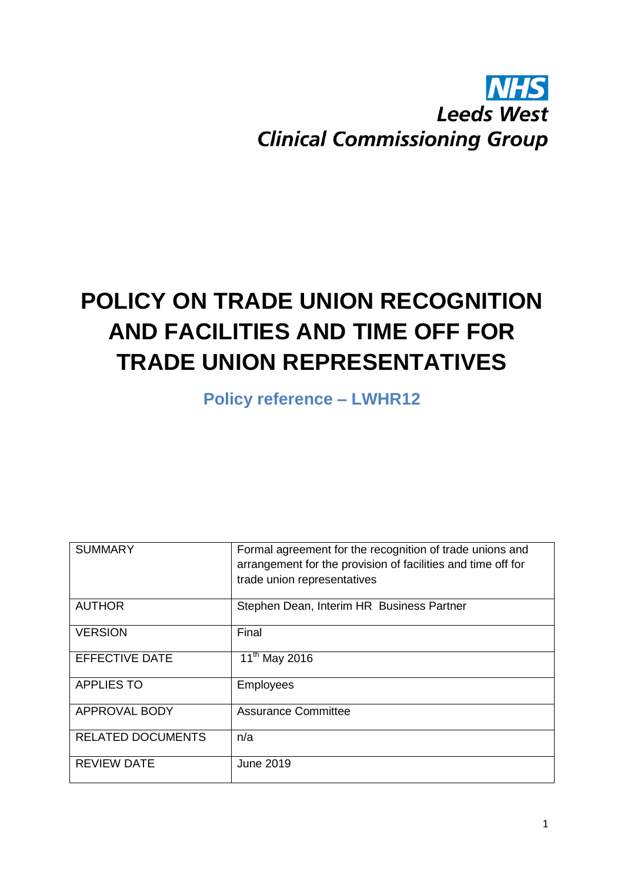NHS
Leeds West
Clinical Commissioning Group

# POLICY ON TRADE UNION RECOGNITION AND FACILITIES AND TIME OFF FOR TRADE UNION REPRESENTATIVES

## Policy reference – LWHR12

| SUMMARY | Formal agreement for the recognition of trade unions and arrangement for the provision of facilities and time off for trade union representatives |
|---|---|
| AUTHOR | Stephen Dean, Interim HR Business Partner |
| VERSION | Final |
| EFFECTIVE DATE | 11th May 2016 |
| APPLIES TO | Employees |
| APPROVAL BODY | Assurance Committee |
| RELATED DOCUMENTS | n/a |
| REVIEW DATE | June 2019 |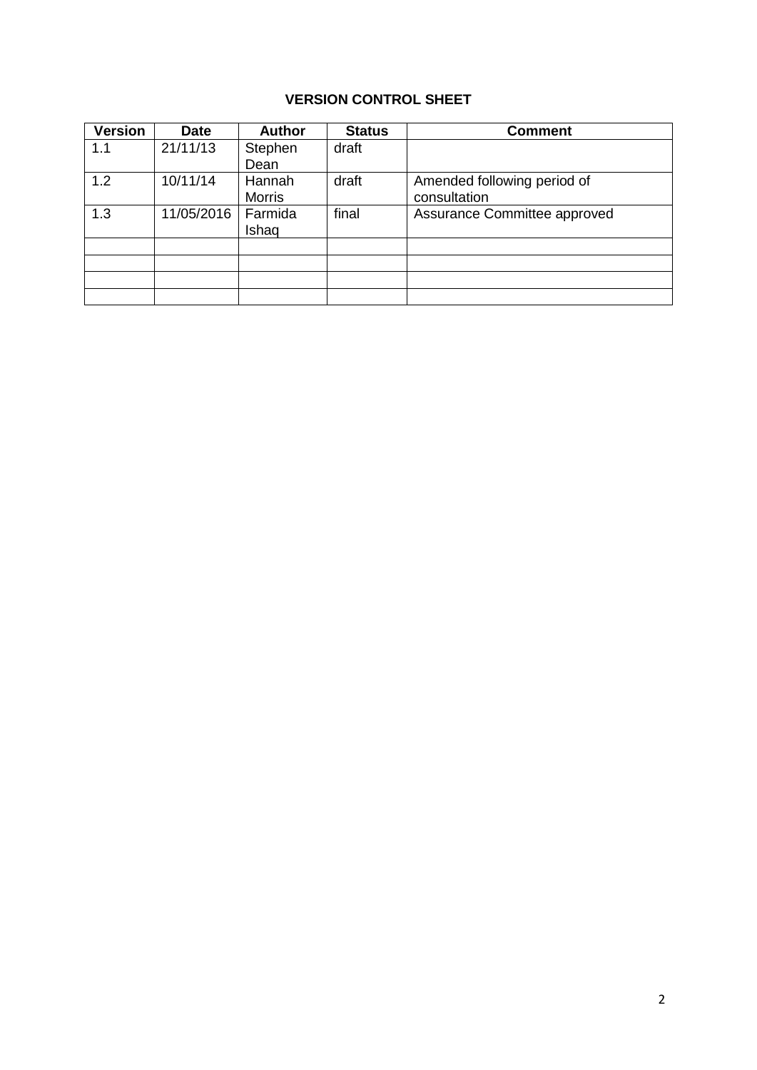**VERSION CONTROL SHEET**

| Version | Date | Author | Status | Comment |
|---|---|---|---|---|
| 1.1 | 21/11/13 | Stephen Dean | draft | |
| 1.2 | 10/11/14 | Hannah Morris | draft | Amended following period of consultation |
| 1.3 | 11/05/2016 | Farmida Ishaq | final | Assurance Committee approved |
| | | | | |
| | | | | |
| | | | | |
| | | | | |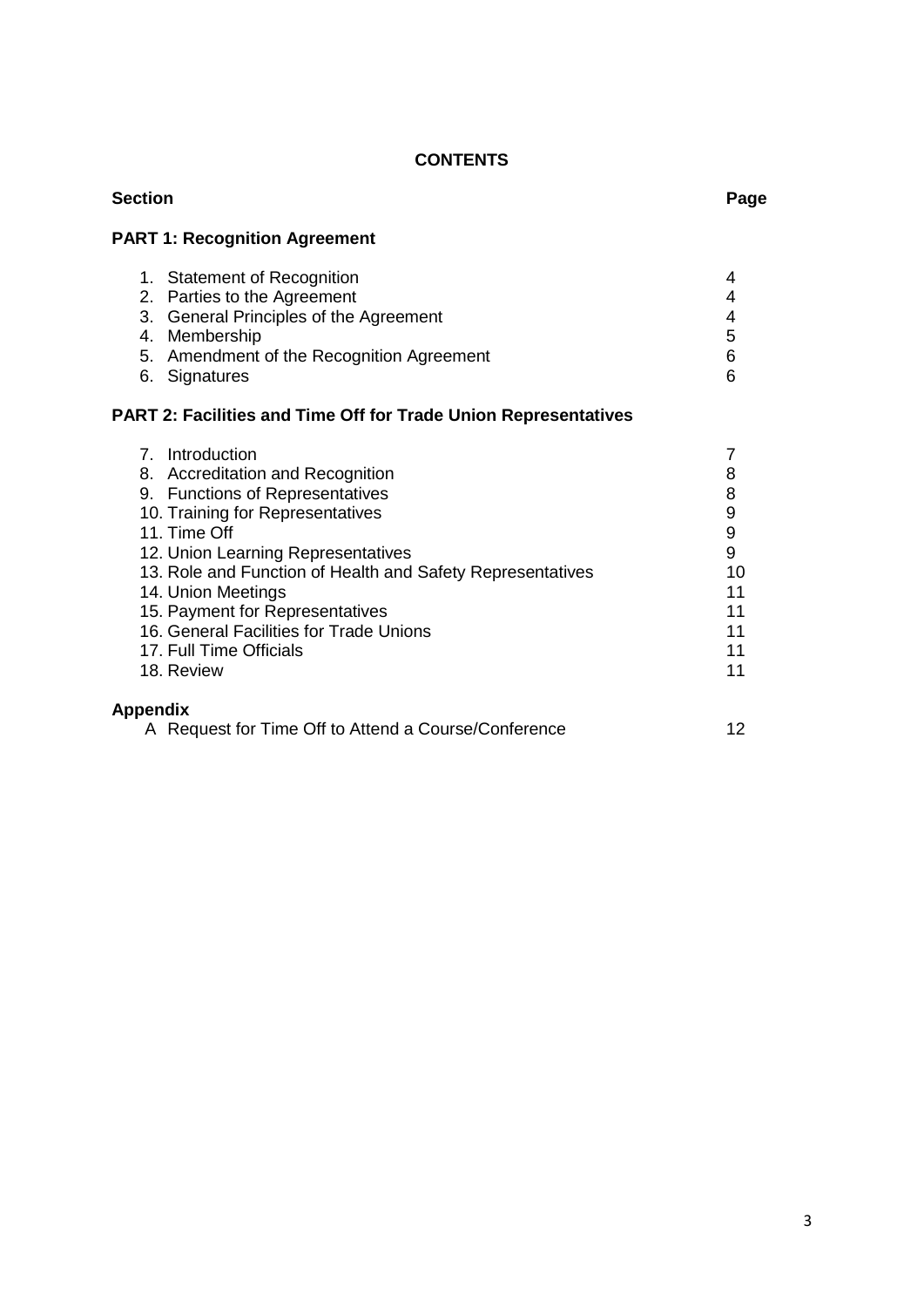## CONTENTS

| Section | Page |
|---|---|
| **PART 1: Recognition Agreement** | |
| 1. Statement of Recognition | 4 |
| 2. Parties to the Agreement | 4 |
| 3. General Principles of the Agreement | 4 |
| 4. Membership | 5 |
| 5. Amendment of the Recognition Agreement | 6 |
| 6. Signatures | 6 |
| **PART 2: Facilities and Time Off for Trade Union Representatives** | |
| 7. Introduction | 7 |
| 8. Accreditation and Recognition | 8 |
| 9. Functions of Representatives | 8 |
| 10. Training for Representatives | 9 |
| 11. Time Off | 9 |
| 12. Union Learning Representatives | 9 |
| 13. Role and Function of Health and Safety Representatives | 10 |
| 14. Union Meetings | 11 |
| 15. Payment for Representatives | 11 |
| 16. General Facilities for Trade Unions | 11 |
| 17. Full Time Officials | 11 |
| 18. Review | 11 |
| **Appendix** | |
| A Request for Time Off to Attend a Course/Conference | 12 |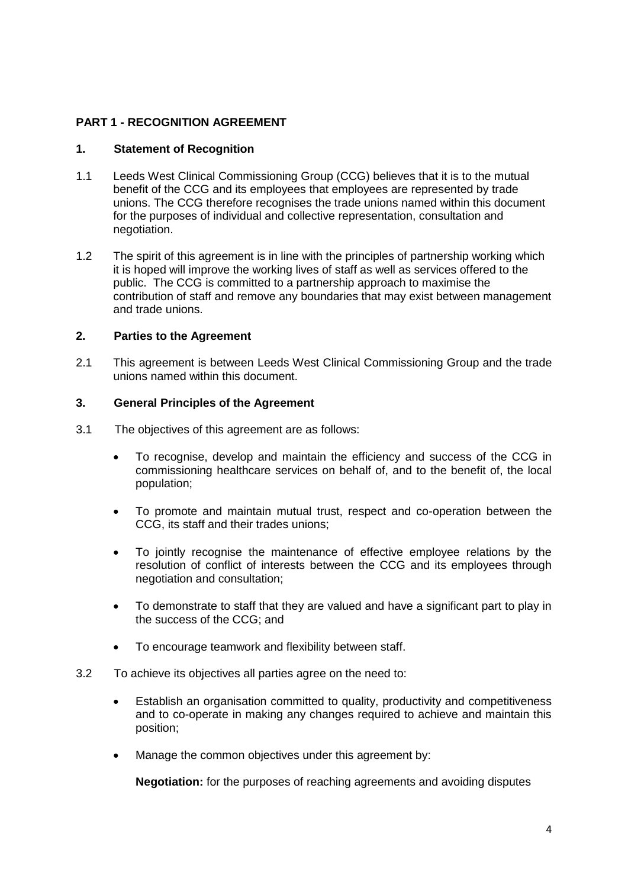## PART 1 - RECOGNITION AGREEMENT

### 1. Statement of Recognition

1.1 Leeds West Clinical Commissioning Group (CCG) believes that it is to the mutual benefit of the CCG and its employees that employees are represented by trade unions. The CCG therefore recognises the trade unions named within this document for the purposes of individual and collective representation, consultation and negotiation.

1.2 The spirit of this agreement is in line with the principles of partnership working which it is hoped will improve the working lives of staff as well as services offered to the public. The CCG is committed to a partnership approach to maximise the contribution of staff and remove any boundaries that may exist between management and trade unions.

### 2. Parties to the Agreement

2.1 This agreement is between Leeds West Clinical Commissioning Group and the trade unions named within this document.

### 3. General Principles of the Agreement

3.1 The objectives of this agreement are as follows:

- To recognise, develop and maintain the efficiency and success of the CCG in commissioning healthcare services on behalf of, and to the benefit of, the local population;
- To promote and maintain mutual trust, respect and co-operation between the CCG, its staff and their trades unions;
- To jointly recognise the maintenance of effective employee relations by the resolution of conflict of interests between the CCG and its employees through negotiation and consultation;
- To demonstrate to staff that they are valued and have a significant part to play in the success of the CCG; and
- To encourage teamwork and flexibility between staff.

3.2 To achieve its objectives all parties agree on the need to:

- Establish an organisation committed to quality, productivity and competitiveness and to co-operate in making any changes required to achieve and maintain this position;
- Manage the common objectives under this agreement by:

  **Negotiation:** for the purposes of reaching agreements and avoiding disputes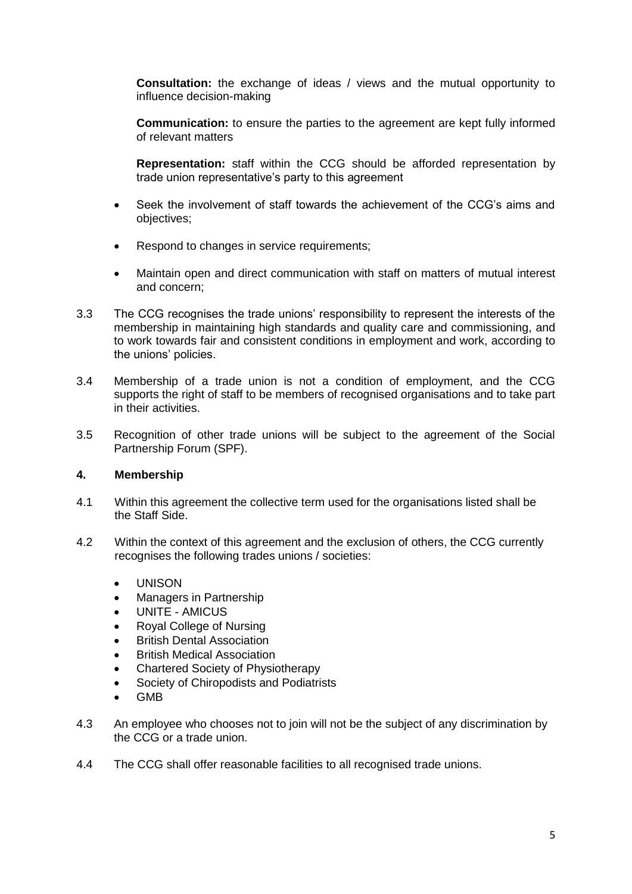**Consultation:** the exchange of ideas / views and the mutual opportunity to influence decision-making

**Communication:** to ensure the parties to the agreement are kept fully informed of relevant matters

**Representation:** staff within the CCG should be afforded representation by trade union representative's party to this agreement

- Seek the involvement of staff towards the achievement of the CCG's aims and objectives;
- Respond to changes in service requirements;
- Maintain open and direct communication with staff on matters of mutual interest and concern;

3.3 The CCG recognises the trade unions' responsibility to represent the interests of the membership in maintaining high standards and quality care and commissioning, and to work towards fair and consistent conditions in employment and work, according to the unions' policies.

3.4 Membership of a trade union is not a condition of employment, and the CCG supports the right of staff to be members of recognised organisations and to take part in their activities.

3.5 Recognition of other trade unions will be subject to the agreement of the Social Partnership Forum (SPF).

## 4. Membership

4.1 Within this agreement the collective term used for the organisations listed shall be the Staff Side.

4.2 Within the context of this agreement and the exclusion of others, the CCG currently recognises the following trades unions / societies:

- UNISON
- Managers in Partnership
- UNITE - AMICUS
- Royal College of Nursing
- British Dental Association
- British Medical Association
- Chartered Society of Physiotherapy
- Society of Chiropodists and Podiatrists
- GMB

4.3 An employee who chooses not to join will not be the subject of any discrimination by the CCG or a trade union.

4.4 The CCG shall offer reasonable facilities to all recognised trade unions.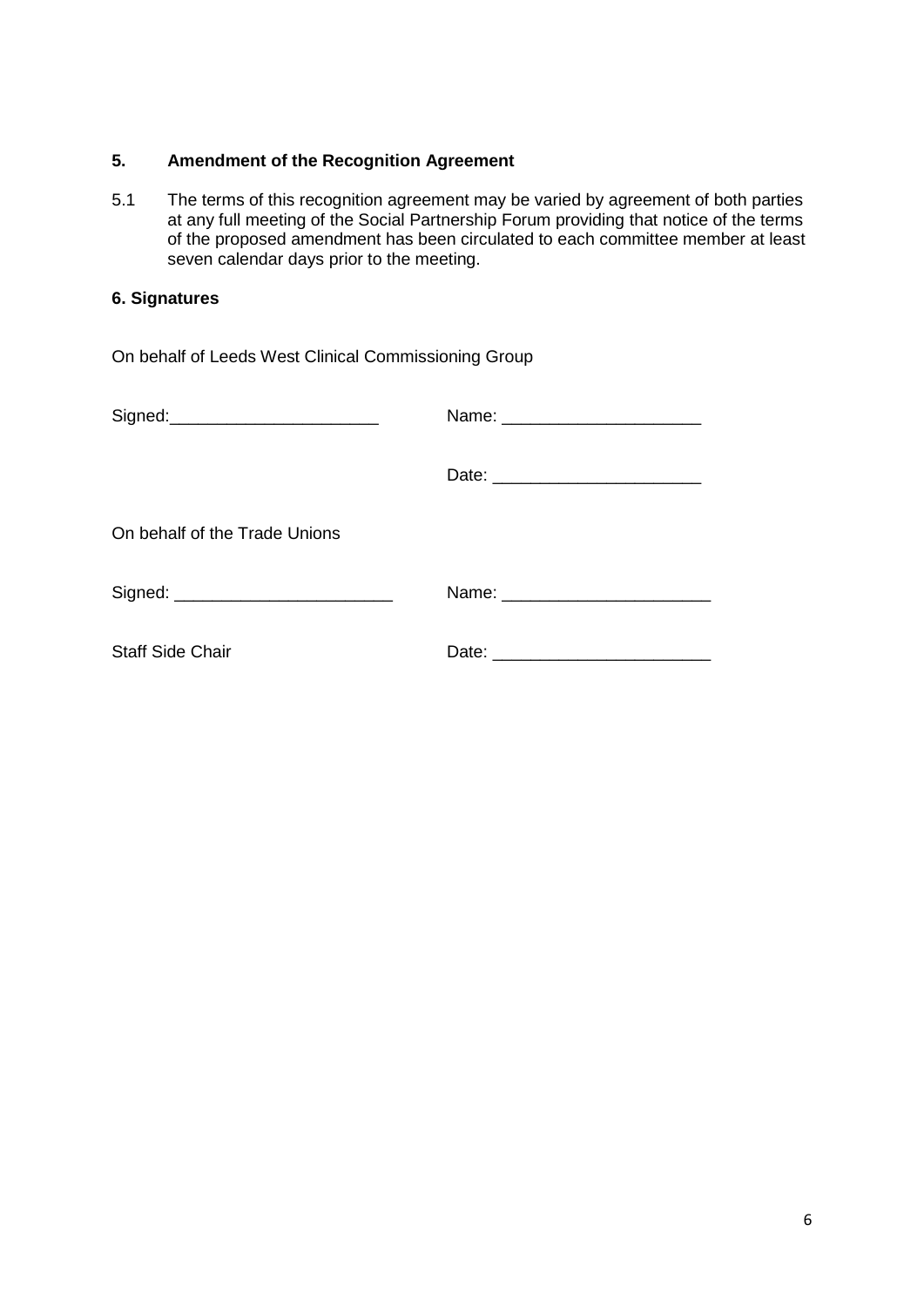## 5. Amendment of the Recognition Agreement

5.1 The terms of this recognition agreement may be varied by agreement of both parties at any full meeting of the Social Partnership Forum providing that notice of the terms of the proposed amendment has been circulated to each committee member at least seven calendar days prior to the meeting.

## 6. Signatures

On behalf of Leeds West Clinical Commissioning Group

Signed:______________________ Name: _____________________

Date: ______________________

On behalf of the Trade Unions

Signed: ______________________ Name: ______________________

Staff Side Chair Date: ______________________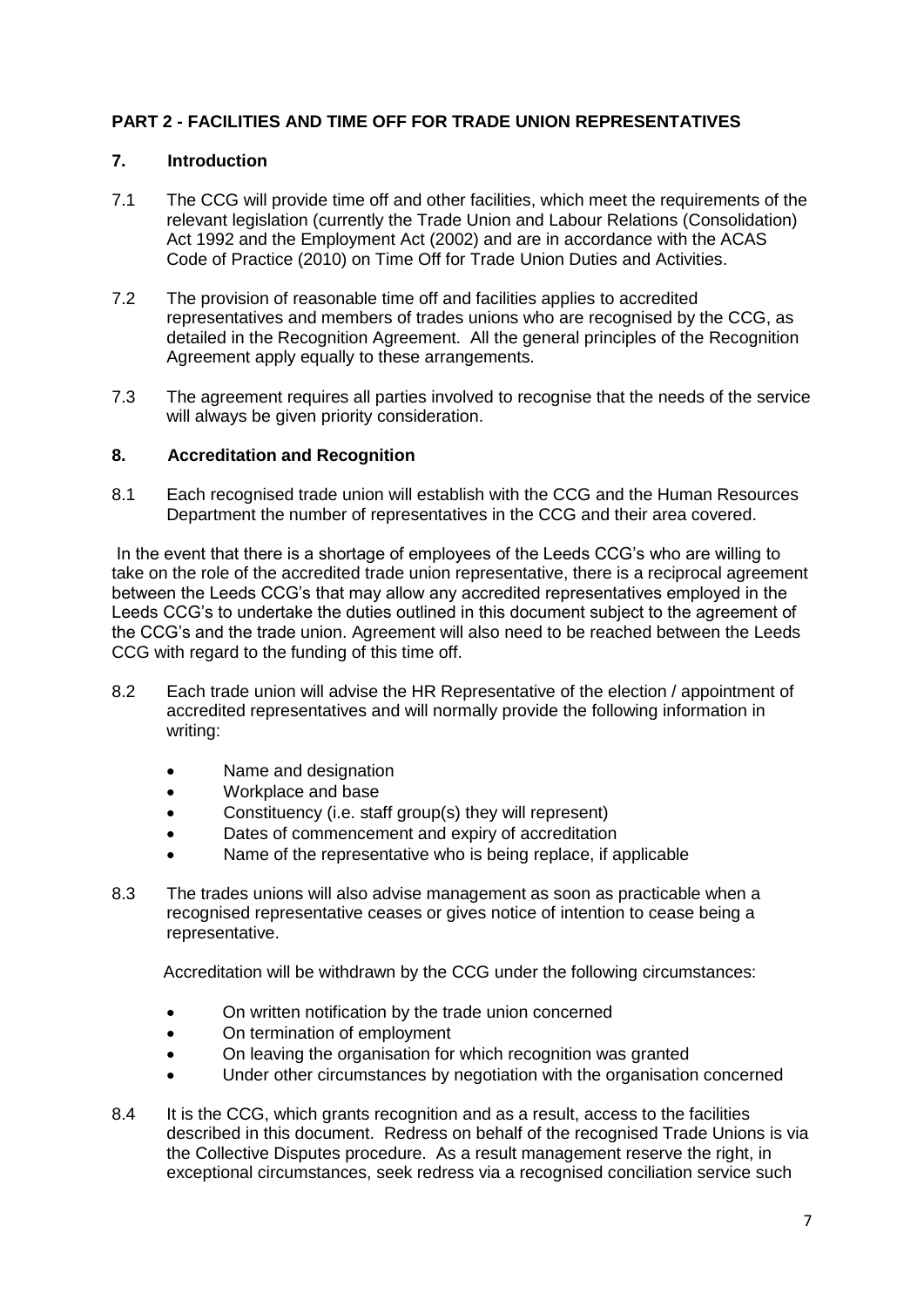## PART 2 - FACILITIES AND TIME OFF FOR TRADE UNION REPRESENTATIVES

### 7. Introduction

7.1 The CCG will provide time off and other facilities, which meet the requirements of the relevant legislation (currently the Trade Union and Labour Relations (Consolidation) Act 1992 and the Employment Act (2002) and are in accordance with the ACAS Code of Practice (2010) on Time Off for Trade Union Duties and Activities.

7.2 The provision of reasonable time off and facilities applies to accredited representatives and members of trades unions who are recognised by the CCG, as detailed in the Recognition Agreement. All the general principles of the Recognition Agreement apply equally to these arrangements.

7.3 The agreement requires all parties involved to recognise that the needs of the service will always be given priority consideration.

### 8. Accreditation and Recognition

8.1 Each recognised trade union will establish with the CCG and the Human Resources Department the number of representatives in the CCG and their area covered.

In the event that there is a shortage of employees of the Leeds CCG's who are willing to take on the role of the accredited trade union representative, there is a reciprocal agreement between the Leeds CCG's that may allow any accredited representatives employed in the Leeds CCG's to undertake the duties outlined in this document subject to the agreement of the CCG's and the trade union. Agreement will also need to be reached between the Leeds CCG with regard to the funding of this time off.

8.2 Each trade union will advise the HR Representative of the election / appointment of accredited representatives and will normally provide the following information in writing:

- Name and designation
- Workplace and base
- Constituency (i.e. staff group(s) they will represent)
- Dates of commencement and expiry of accreditation
- Name of the representative who is being replace, if applicable

8.3 The trades unions will also advise management as soon as practicable when a recognised representative ceases or gives notice of intention to cease being a representative.

Accreditation will be withdrawn by the CCG under the following circumstances:

- On written notification by the trade union concerned
- On termination of employment
- On leaving the organisation for which recognition was granted
- Under other circumstances by negotiation with the organisation concerned

8.4 It is the CCG, which grants recognition and as a result, access to the facilities described in this document. Redress on behalf of the recognised Trade Unions is via the Collective Disputes procedure. As a result management reserve the right, in exceptional circumstances, seek redress via a recognised conciliation service such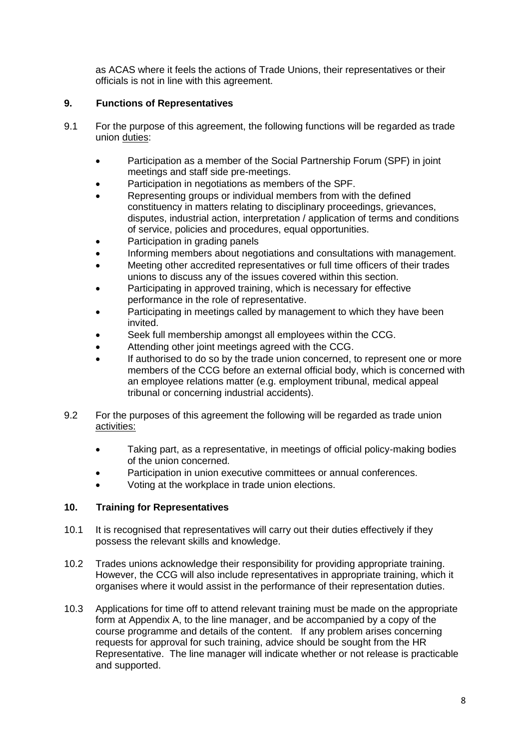as ACAS where it feels the actions of Trade Unions, their representatives or their officials is not in line with this agreement.

## 9. Functions of Representatives

9.1 For the purpose of this agreement, the following functions will be regarded as trade union duties:

- Participation as a member of the Social Partnership Forum (SPF) in joint meetings and staff side pre-meetings.
- Participation in negotiations as members of the SPF.
- Representing groups or individual members from with the defined constituency in matters relating to disciplinary proceedings, grievances, disputes, industrial action, interpretation / application of terms and conditions of service, policies and procedures, equal opportunities.
- Participation in grading panels
- Informing members about negotiations and consultations with management.
- Meeting other accredited representatives or full time officers of their trades unions to discuss any of the issues covered within this section.
- Participating in approved training, which is necessary for effective performance in the role of representative.
- Participating in meetings called by management to which they have been invited.
- Seek full membership amongst all employees within the CCG.
- Attending other joint meetings agreed with the CCG.
- If authorised to do so by the trade union concerned, to represent one or more members of the CCG before an external official body, which is concerned with an employee relations matter (e.g. employment tribunal, medical appeal tribunal or concerning industrial accidents).

9.2 For the purposes of this agreement the following will be regarded as trade union activities:

- Taking part, as a representative, in meetings of official policy-making bodies of the union concerned.
- Participation in union executive committees or annual conferences.
- Voting at the workplace in trade union elections.

## 10. Training for Representatives

10.1 It is recognised that representatives will carry out their duties effectively if they possess the relevant skills and knowledge.

10.2 Trades unions acknowledge their responsibility for providing appropriate training. However, the CCG will also include representatives in appropriate training, which it organises where it would assist in the performance of their representation duties.

10.3 Applications for time off to attend relevant training must be made on the appropriate form at Appendix A, to the line manager, and be accompanied by a copy of the course programme and details of the content. If any problem arises concerning requests for approval for such training, advice should be sought from the HR Representative. The line manager will indicate whether or not release is practicable and supported.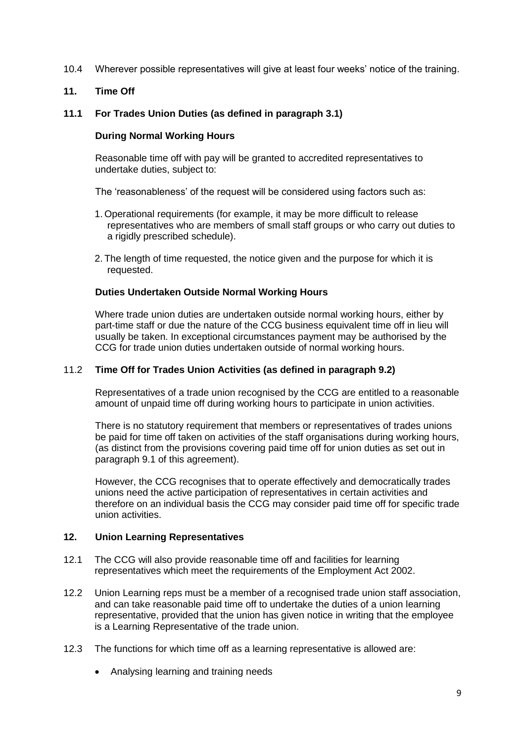10.4 Wherever possible representatives will give at least four weeks' notice of the training.

## 11. Time Off

### 11.1 For Trades Union Duties (as defined in paragraph 3.1)

**During Normal Working Hours**

Reasonable time off with pay will be granted to accredited representatives to undertake duties, subject to:

The 'reasonableness' of the request will be considered using factors such as:

1. Operational requirements (for example, it may be more difficult to release representatives who are members of small staff groups or who carry out duties to a rigidly prescribed schedule).
2. The length of time requested, the notice given and the purpose for which it is requested.

**Duties Undertaken Outside Normal Working Hours**

Where trade union duties are undertaken outside normal working hours, either by part-time staff or due the nature of the CCG business equivalent time off in lieu will usually be taken. In exceptional circumstances payment may be authorised by the CCG for trade union duties undertaken outside of normal working hours.

### 11.2 Time Off for Trades Union Activities (as defined in paragraph 9.2)

Representatives of a trade union recognised by the CCG are entitled to a reasonable amount of unpaid time off during working hours to participate in union activities.

There is no statutory requirement that members or representatives of trades unions be paid for time off taken on activities of the staff organisations during working hours, (as distinct from the provisions covering paid time off for union duties as set out in paragraph 9.1 of this agreement).

However, the CCG recognises that to operate effectively and democratically trades unions need the active participation of representatives in certain activities and therefore on an individual basis the CCG may consider paid time off for specific trade union activities.

## 12. Union Learning Representatives

12.1 The CCG will also provide reasonable time off and facilities for learning representatives which meet the requirements of the Employment Act 2002.

12.2 Union Learning reps must be a member of a recognised trade union staff association, and can take reasonable paid time off to undertake the duties of a union learning representative, provided that the union has given notice in writing that the employee is a Learning Representative of the trade union.

12.3 The functions for which time off as a learning representative is allowed are:

- Analysing learning and training needs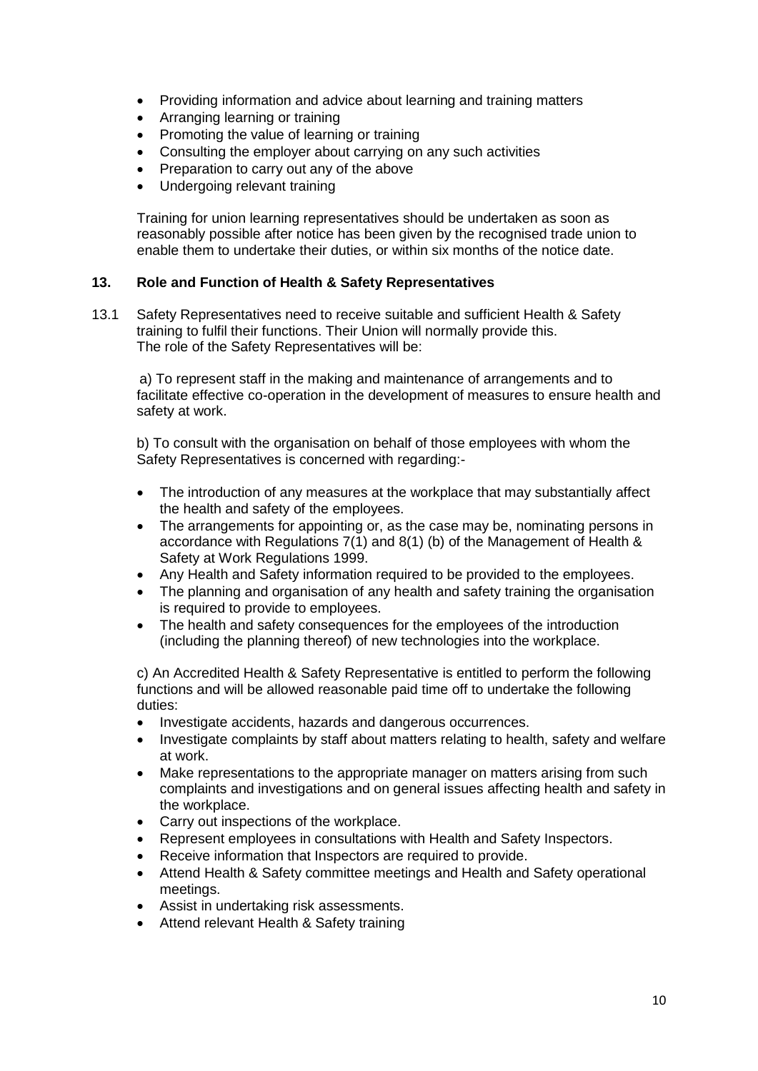- Providing information and advice about learning and training matters
- Arranging learning or training
- Promoting the value of learning or training
- Consulting the employer about carrying on any such activities
- Preparation to carry out any of the above
- Undergoing relevant training

Training for union learning representatives should be undertaken as soon as reasonably possible after notice has been given by the recognised trade union to enable them to undertake their duties, or within six months of the notice date.

## 13. Role and Function of Health & Safety Representatives

13.1 Safety Representatives need to receive suitable and sufficient Health & Safety training to fulfil their functions. Their Union will normally provide this. The role of the Safety Representatives will be:

a) To represent staff in the making and maintenance of arrangements and to facilitate effective co-operation in the development of measures to ensure health and safety at work.

b) To consult with the organisation on behalf of those employees with whom the Safety Representatives is concerned with regarding:-

- The introduction of any measures at the workplace that may substantially affect the health and safety of the employees.
- The arrangements for appointing or, as the case may be, nominating persons in accordance with Regulations 7(1) and 8(1) (b) of the Management of Health & Safety at Work Regulations 1999.
- Any Health and Safety information required to be provided to the employees.
- The planning and organisation of any health and safety training the organisation is required to provide to employees.
- The health and safety consequences for the employees of the introduction (including the planning thereof) of new technologies into the workplace.

c) An Accredited Health & Safety Representative is entitled to perform the following functions and will be allowed reasonable paid time off to undertake the following duties:

- Investigate accidents, hazards and dangerous occurrences.
- Investigate complaints by staff about matters relating to health, safety and welfare at work.
- Make representations to the appropriate manager on matters arising from such complaints and investigations and on general issues affecting health and safety in the workplace.
- Carry out inspections of the workplace.
- Represent employees in consultations with Health and Safety Inspectors.
- Receive information that Inspectors are required to provide.
- Attend Health & Safety committee meetings and Health and Safety operational meetings.
- Assist in undertaking risk assessments.
- Attend relevant Health & Safety training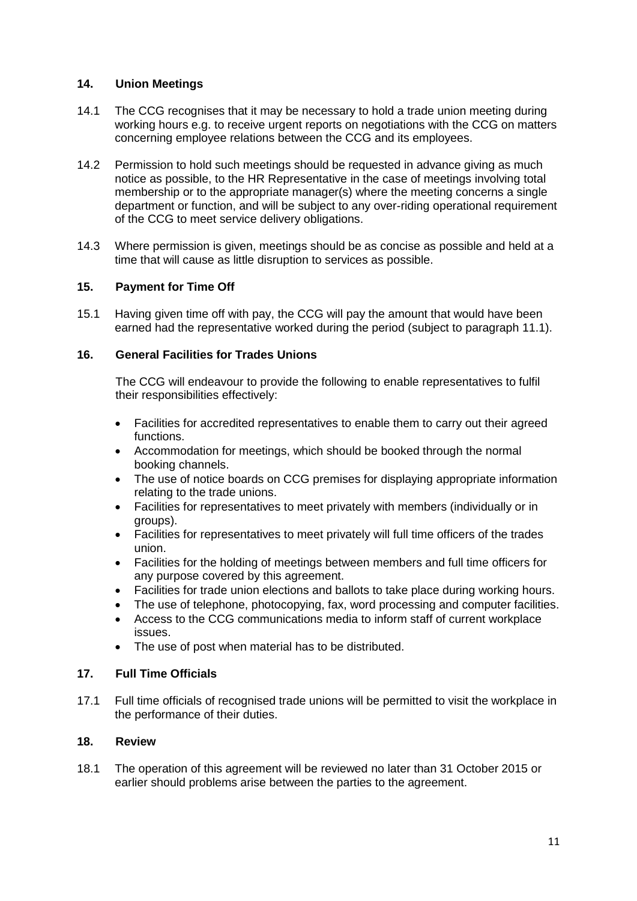## 14. Union Meetings

14.1 The CCG recognises that it may be necessary to hold a trade union meeting during working hours e.g. to receive urgent reports on negotiations with the CCG on matters concerning employee relations between the CCG and its employees.

14.2 Permission to hold such meetings should be requested in advance giving as much notice as possible, to the HR Representative in the case of meetings involving total membership or to the appropriate manager(s) where the meeting concerns a single department or function, and will be subject to any over-riding operational requirement of the CCG to meet service delivery obligations.

14.3 Where permission is given, meetings should be as concise as possible and held at a time that will cause as little disruption to services as possible.

## 15. Payment for Time Off

15.1 Having given time off with pay, the CCG will pay the amount that would have been earned had the representative worked during the period (subject to paragraph 11.1).

## 16. General Facilities for Trades Unions

The CCG will endeavour to provide the following to enable representatives to fulfil their responsibilities effectively:

- Facilities for accredited representatives to enable them to carry out their agreed functions.
- Accommodation for meetings, which should be booked through the normal booking channels.
- The use of notice boards on CCG premises for displaying appropriate information relating to the trade unions.
- Facilities for representatives to meet privately with members (individually or in groups).
- Facilities for representatives to meet privately will full time officers of the trades union.
- Facilities for the holding of meetings between members and full time officers for any purpose covered by this agreement.
- Facilities for trade union elections and ballots to take place during working hours.
- The use of telephone, photocopying, fax, word processing and computer facilities.
- Access to the CCG communications media to inform staff of current workplace issues.
- The use of post when material has to be distributed.

## 17. Full Time Officials

17.1 Full time officials of recognised trade unions will be permitted to visit the workplace in the performance of their duties.

## 18. Review

18.1 The operation of this agreement will be reviewed no later than 31 October 2015 or earlier should problems arise between the parties to the agreement.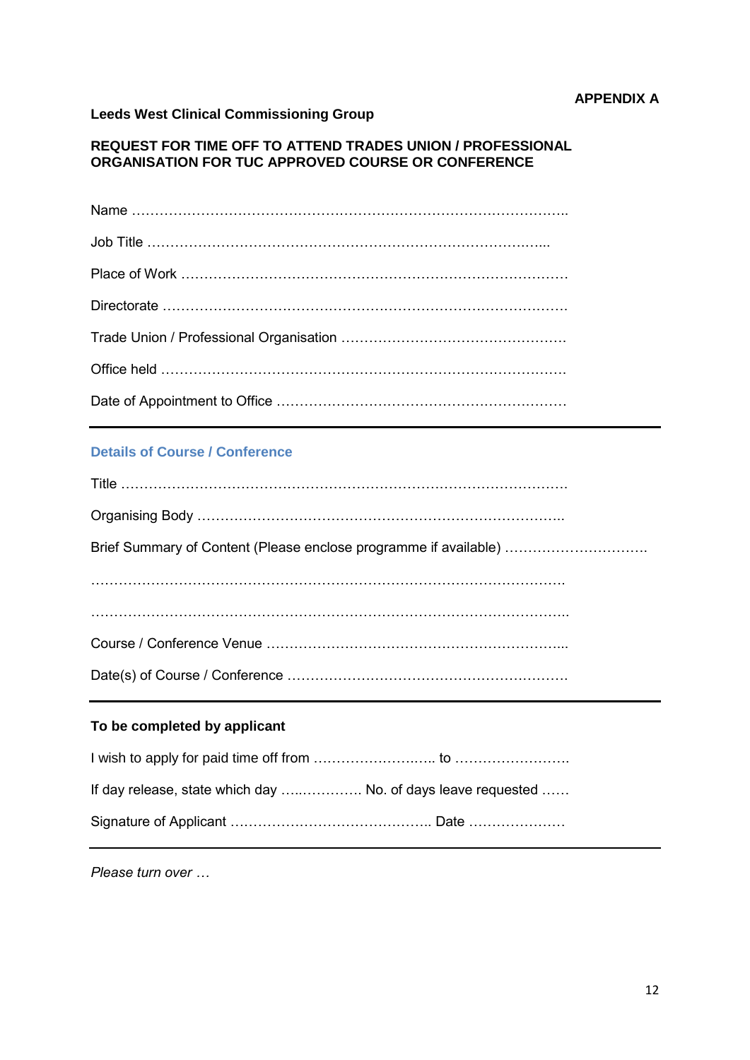**APPENDIX A**

**Leeds West Clinical Commissioning Group**

**REQUEST FOR TIME OFF TO ATTEND TRADES UNION / PROFESSIONAL ORGANISATION FOR TUC APPROVED COURSE OR CONFERENCE**

Name …………………………………………………………………………………………..

Job Title ………………………………………………………………………………...

Place of Work …………………………………………………………………………

Directorate …………………………………………………………………………….

Trade Union / Professional Organisation ………………………………………….

Office held …………………………………………………………………………….

Date of Appointment to Office ……………………………………………………

---

## Details of Course / Conference

Title …………………………………………………………………………………….

Organising Body ……………………………………………………………………..

Brief Summary of Content (Please enclose programme if available) ………………………….

……………………………………………………………………………………….

………………………………………………………………………………………..

Course / Conference Venue ………………………………………………………...

Date(s) of Course / Conference ……………………………………………………

---

**To be completed by applicant**

I wish to apply for paid time off from …………………….. to …………………….

If day release, state which day ….………….. No. of days leave requested ……

Signature of Applicant …………………………………….. Date …………………

---

*Please turn over …*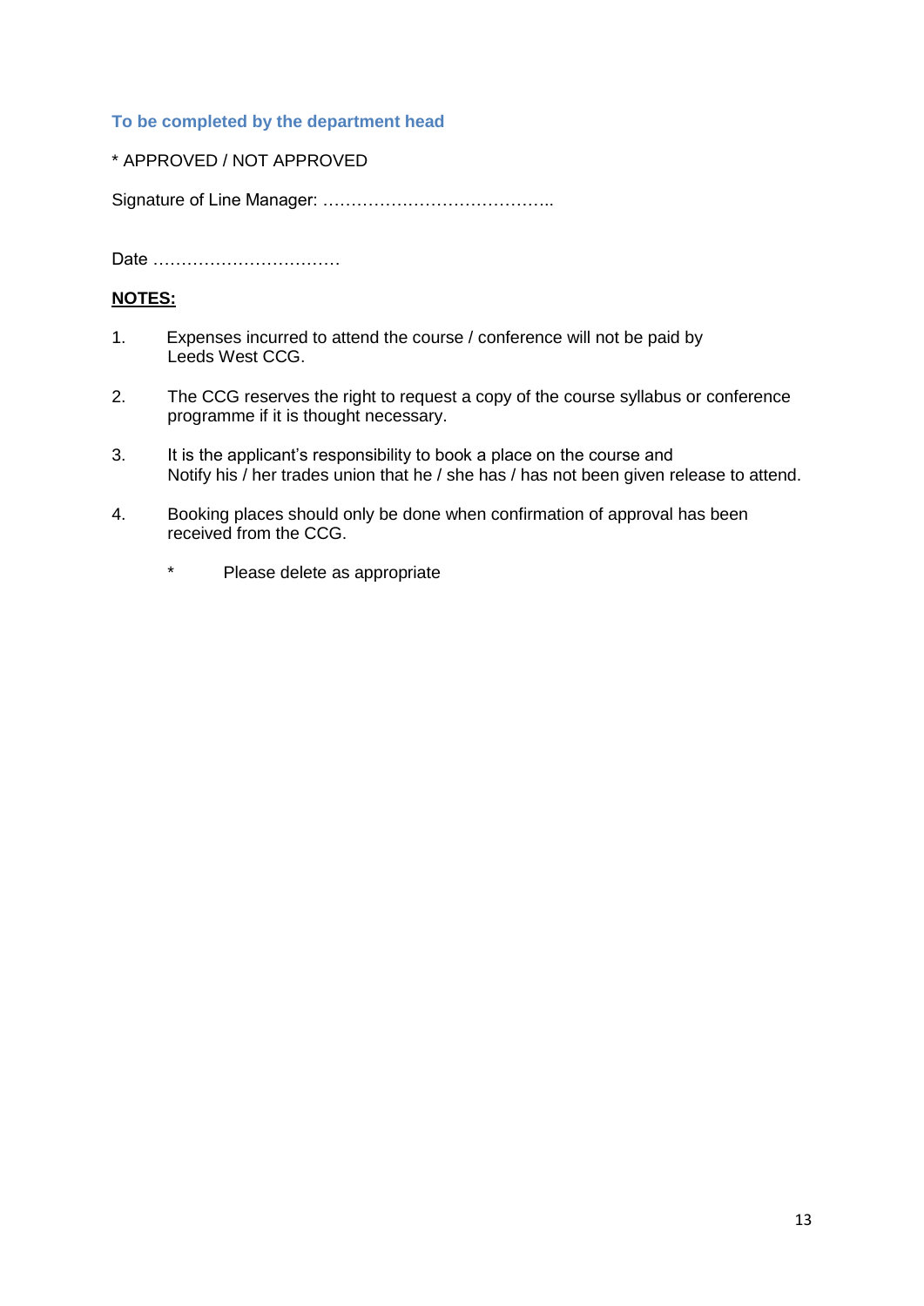### To be completed by the department head

* APPROVED / NOT APPROVED

Signature of Line Manager: …………………………………..

Date ……………………………

**NOTES:**

1. Expenses incurred to attend the course / conference will not be paid by Leeds West CCG.

2. The CCG reserves the right to request a copy of the course syllabus or conference programme if it is thought necessary.

3. It is the applicant's responsibility to book a place on the course and Notify his / her trades union that he / she has / has not been given release to attend.

4. Booking places should only be done when confirmation of approval has been received from the CCG.

   * Please delete as appropriate